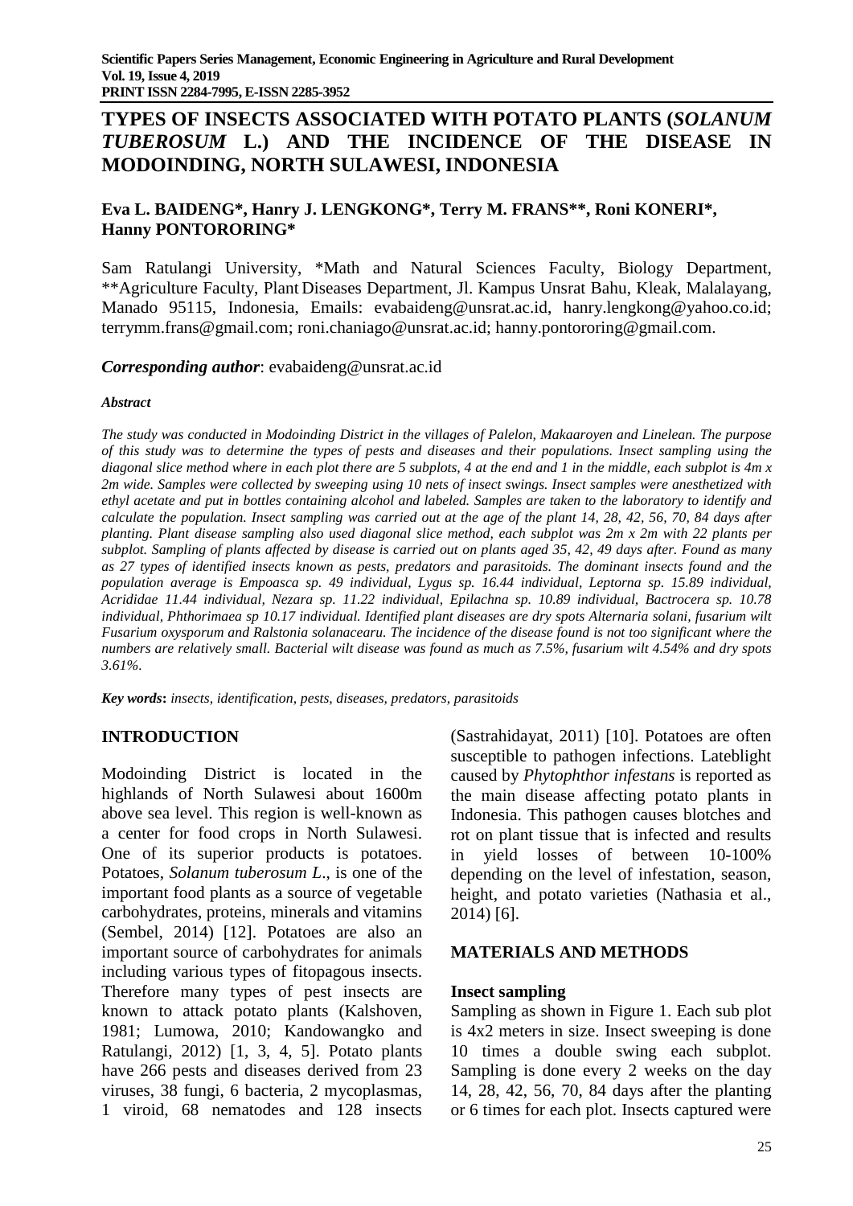# TYPES OF INSECTS ASSOCIATED WITH POTATO PLANTS (*SOLANUM TUBEROSUM* L.) AND THE INCIDENCE OF THE DISEASE IN MODOINDING, NORTH SULAWESI, INDONESIA

**Eva L. BAIDENG\*, Hanry J. LENGKONG\*, Terry M. FRANS\*\*, Roni KONERI\*, Hanny PONTORORING\***

Sam Ratulangi University, \*Math and Natural Sciences Faculty, Biology Department, \*\*Agriculture Faculty, Plant Diseases Department, Jl. Kampus Unsrat Bahu, Kleak, Malalayang, Manado 95115, Indonesia, Emails: evabaideng@unsrat.ac.id, hanry.lengkong@yahoo.co.id; terrymm.frans@gmail.com; roni.chaniago@unsrat.ac.id; hanny.pontororing@gmail.com.

***Corresponding author***: evabaideng@unsrat.ac.id

***Abstract***

*The study was conducted in Modoinding District in the villages of Palelon, Makaaroyen and Linelean. The purpose of this study was to determine the types of pests and diseases and their populations. Insect sampling using the diagonal slice method where in each plot there are 5 subplots, 4 at the end and 1 in the middle, each subplot is 4m x 2m wide. Samples were collected by sweeping using 10 nets of insect swings. Insect samples were anesthetized with ethyl acetate and put in bottles containing alcohol and labeled. Samples are taken to the laboratory to identify and calculate the population. Insect sampling was carried out at the age of the plant 14, 28, 42, 56, 70, 84 days after planting. Plant disease sampling also used diagonal slice method, each subplot was 2m x 2m with 22 plants per subplot. Sampling of plants affected by disease is carried out on plants aged 35, 42, 49 days after. Found as many as 27 types of identified insects known as pests, predators and parasitoids. The dominant insects found and the population average is Empoasca sp. 49 individual, Lygus sp. 16.44 individual, Leptorna sp. 15.89 individual, Acrididae 11.44 individual, Nezara sp. 11.22 individual, Epilachna sp. 10.89 individual, Bactrocera sp. 10.78 individual, Phthorimaea sp 10.17 individual. Identified plant diseases are dry spots Alternaria solani, fusarium wilt Fusarium oxysporum and Ralstonia solanacearu. The incidence of the disease found is not too significant where the numbers are relatively small. Bacterial wilt disease was found as much as 7.5%, fusarium wilt 4.54% and dry spots 3.61%.*

**Key words:** *insects, identification, pests, diseases, predators, parasitoids*

## INTRODUCTION

Modoinding District is located in the highlands of North Sulawesi about 1600m above sea level. This region is well-known as a center for food crops in North Sulawesi. One of its superior products is potatoes. Potatoes, *Solanum tuberosum L*., is one of the important food plants as a source of vegetable carbohydrates, proteins, minerals and vitamins (Sembel, 2014) [12]. Potatoes are also an important source of carbohydrates for animals including various types of fitopagous insects. Therefore many types of pest insects are known to attack potato plants (Kalshoven, 1981; Lumowa, 2010; Kandowangko and Ratulangi, 2012) [1, 3, 4, 5]. Potato plants have 266 pests and diseases derived from 23 viruses, 38 fungi, 6 bacteria, 2 mycoplasmas, 1 viroid, 68 nematodes and 128 insects (Sastrahidayat, 2011) [10]. Potatoes are often susceptible to pathogen infections. Lateblight caused by *Phytophthor infestans* is reported as the main disease affecting potato plants in Indonesia. This pathogen causes blotches and rot on plant tissue that is infected and results in yield losses of between 10-100% depending on the level of infestation, season, height, and potato varieties (Nathasia et al., 2014) [6].

## MATERIALS AND METHODS

### Insect sampling

Sampling as shown in Figure 1. Each sub plot is 4x2 meters in size. Insect sweeping is done 10 times a double swing each subplot. Sampling is done every 2 weeks on the day 14, 28, 42, 56, 70, 84 days after the planting or 6 times for each plot. Insects captured were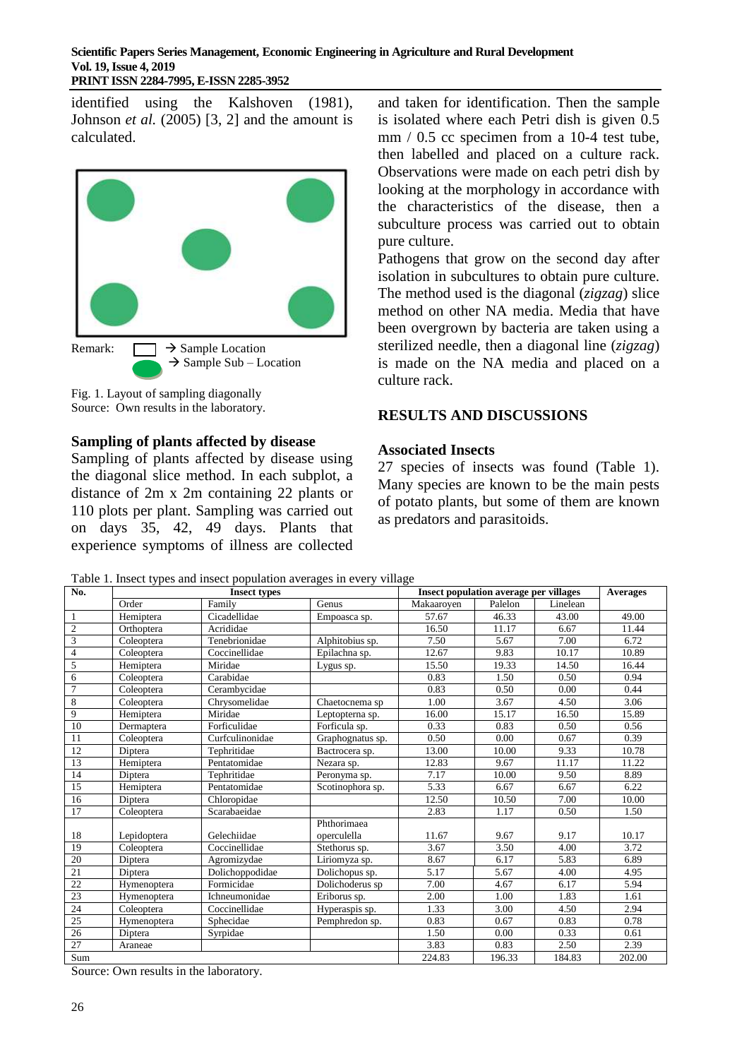identified using the Kalshoven (1981), Johnson *et al.* (2005) [3, 2] and the amount is calculated.

Remark: → Sample Location
→ Sample Sub – Location

Fig. 1. Layout of sampling diagonally
Source: Own results in the laboratory.

### Sampling of plants affected by disease

Sampling of plants affected by disease using the diagonal slice method. In each subplot, a distance of 2m x 2m containing 22 plants or 110 plots per plant. Sampling was carried out on days 35, 42, 49 days. Plants that experience symptoms of illness are collected and taken for identification. Then the sample is isolated where each Petri dish is given 0.5 mm / 0.5 cc specimen from a 10-4 test tube, then labelled and placed on a culture rack. Observations were made on each petri dish by looking at the morphology in accordance with the characteristics of the disease, then a subculture process was carried out to obtain pure culture.

Pathogens that grow on the second day after isolation in subcultures to obtain pure culture. The method used is the diagonal (*zigzag*) slice method on other NA media. Media that have been overgrown by bacteria are taken using a sterilized needle, then a diagonal line (*zigzag*) is made on the NA media and placed on a culture rack.

## RESULTS AND DISCUSSIONS

### Associated Insects

27 species of insects was found (Table 1). Many species are known to be the main pests of potato plants, but some of them are known as predators and parasitoids.

Table 1. Insect types and insect population averages in every village

| No. | Insect types | | | Insect population average per villages | | | Averages |
|---|---|---|---|---|---|---|---|
| | Order | Family | Genus | Makaaroyen | Palelon | Linelean | |
| 1 | Hemiptera | Cicadellidae | Empoasca sp. | 57.67 | 46.33 | 43.00 | 49.00 |
| 2 | Orthoptera | Acrididae | | 16.50 | 11.17 | 6.67 | 11.44 |
| 3 | Coleoptera | Tenebrionidae | Alphitobius sp. | 7.50 | 5.67 | 7.00 | 6.72 |
| 4 | Coleoptera | Coccinellidae | Epilachna sp. | 12.67 | 9.83 | 10.17 | 10.89 |
| 5 | Hemiptera | Miridae | Lygus sp. | 15.50 | 19.33 | 14.50 | 16.44 |
| 6 | Coleoptera | Carabidae | | 0.83 | 1.50 | 0.50 | 0.94 |
| 7 | Coleoptera | Cerambycidae | | 0.83 | 0.50 | 0.00 | 0.44 |
| 8 | Coleoptera | Chrysomelidae | Chaetocnema sp | 1.00 | 3.67 | 4.50 | 3.06 |
| 9 | Hemiptera | Miridae | Leptopterna sp. | 16.00 | 15.17 | 16.50 | 15.89 |
| 10 | Dermaptera | Forficulidae | Forficula sp. | 0.33 | 0.83 | 0.50 | 0.56 |
| 11 | Coleoptera | Curfculinonidae | Graphognatus sp. | 0.50 | 0.00 | 0.67 | 0.39 |
| 12 | Diptera | Tephritidae | Bactrocera sp. | 13.00 | 10.00 | 9.33 | 10.78 |
| 13 | Hemiptera | Pentatomidae | Nezara sp. | 12.83 | 9.67 | 11.17 | 11.22 |
| 14 | Diptera | Tephritidae | Peronyma sp. | 7.17 | 10.00 | 9.50 | 8.89 |
| 15 | Hemiptera | Pentatomidae | Scotinophora sp. | 5.33 | 6.67 | 6.67 | 6.22 |
| 16 | Diptera | Chloropidae | | 12.50 | 10.50 | 7.00 | 10.00 |
| 17 | Coleoptera | Scarabaeidae | | 2.83 | 1.17 | 0.50 | 1.50 |
| 18 | Lepidoptera | Gelechiidae | Phthorimaea operculella | 11.67 | 9.67 | 9.17 | 10.17 |
| 19 | Coleoptera | Coccinellidae | Stethorus sp. | 3.67 | 3.50 | 4.00 | 3.72 |
| 20 | Diptera | Agromizydae | Liriomyza sp. | 8.67 | 6.17 | 5.83 | 6.89 |
| 21 | Diptera | Dolichoppodidae | Dolichopus sp. | 5.17 | 5.67 | 4.00 | 4.95 |
| 22 | Hymenoptera | Formicidae | Dolichoderus sp | 7.00 | 4.67 | 6.17 | 5.94 |
| 23 | Hymenoptera | Ichneumonidae | Eriborus sp. | 2.00 | 1.00 | 1.83 | 1.61 |
| 24 | Coleoptera | Coccinellidae | Hyperaspis sp. | 1.33 | 3.00 | 4.50 | 2.94 |
| 25 | Hymenoptera | Sphecidae | Pemphredon sp. | 0.83 | 0.67 | 0.83 | 0.78 |
| 26 | Diptera | Syrpidae | | 1.50 | 0.00 | 0.33 | 0.61 |
| 27 | Araneae | | | 3.83 | 0.83 | 2.50 | 2.39 |
| Sum | | | | 224.83 | 196.33 | 184.83 | 202.00 |

Source: Own results in the laboratory.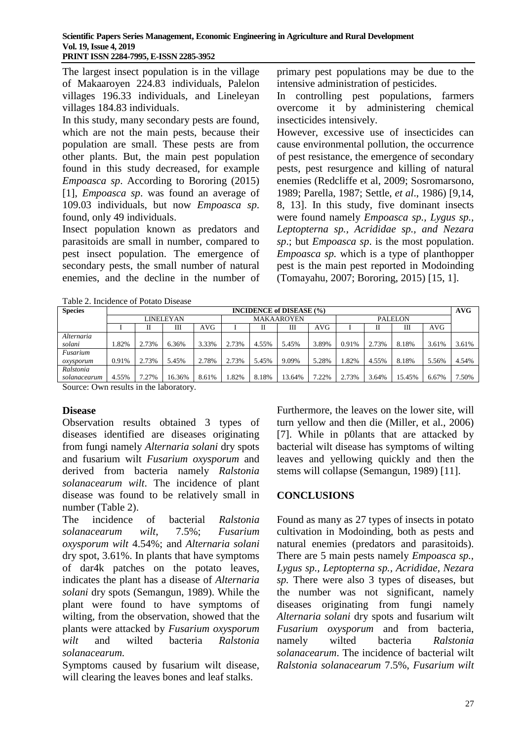The largest insect population is in the village of Makaaroyen 224.83 individuals, Palelon villages 196.33 individuals, and Lineleyan villages 184.83 individuals.

In this study, many secondary pests are found, which are not the main pests, because their population are small. These pests are from other plants. But, the main pest population found in this study decreased, for example *Empoasca sp*. According to Bororing (2015) [1], *Empoasca sp*. was found an average of 109.03 individuals, but now *Empoasca sp.* found, only 49 individuals.

Insect population known as predators and parasitoids are small in number, compared to pest insect population. The emergence of secondary pests, the small number of natural enemies, and the decline in the number of primary pest populations may be due to the intensive administration of pesticides.

In controlling pest populations, farmers overcome it by administering chemical insecticides intensively.

However, excessive use of insecticides can cause environmental pollution, the occurrence of pest resistance, the emergence of secondary pests, pest resurgence and killing of natural enemies (Redcliffe et al, 2009; Sosromarsono, 1989; Parella, 1987; Settle, *et al*., 1986) [9,14, 8, 13]. In this study, five dominant insects were found namely *Empoasca sp., Lygus sp., Leptopterna sp., Acrididae sp., and Nezara sp*.; but *Empoasca sp*. is the most population. *Empoasca sp.* which is a type of planthopper pest is the main pest reported in Modoinding (Tomayahu, 2007; Bororing, 2015) [15, 1].

Table 2. Incidence of Potato Disease

| Species | INCIDENCE of DISEASE (%) | | | | | | | | | | | | AVG |
|---|---|---|---|---|---|---|---|---|---|---|---|---|---|
| | LINELEYAN | | | | MAKAAROYEN | | | | PALELON | | | | |
| | I | II | III | AVG | I | II | III | AVG | I | II | III | AVG | |
| *Alternaria solani* | 1.82% | 2.73% | 6.36% | 3.33% | 2.73% | 4.55% | 5.45% | 3.89% | 0.91% | 2.73% | 8.18% | 3.61% | 3.61% |
| *Fusarium oxysporum* | 0.91% | 2.73% | 5.45% | 2.78% | 2.73% | 5.45% | 9.09% | 5.28% | 1.82% | 4.55% | 8.18% | 5.56% | 4.54% |
| *Ralstonia solanacearum* | 4.55% | 7.27% | 16.36% | 8.61% | 1.82% | 8.18% | 13.64% | 7.22% | 2.73% | 3.64% | 15.45% | 6.67% | 7.50% |

Source: Own results in the laboratory.

## Disease

Observation results obtained 3 types of diseases identified are diseases originating from fungi namely *Alternaria solani* dry spots and fusarium wilt *Fusarium oxysporum* and derived from bacteria namely *Ralstonia solanacearum wilt*. The incidence of plant disease was found to be relatively small in number (Table 2).

The incidence of bacterial *Ralstonia solanacearum wilt*, 7.5%; *Fusarium oxysporum wilt* 4.54%; and *Alternaria solani* dry spot, 3.61%. In plants that have symptoms of dar4k patches on the potato leaves, indicates the plant has a disease of *Alternaria solani* dry spots (Semangun, 1989). While the plant were found to have symptoms of wilting, from the observation, showed that the plants were attacked by *Fusarium oxysporum wilt* and wilted bacteria *Ralstonia solanacearum.*

Symptoms caused by fusarium wilt disease, will clearing the leaves bones and leaf stalks. Furthermore, the leaves on the lower site, will turn yellow and then die (Miller, et al., 2006) [7]. While in p0lants that are attacked by bacterial wilt disease has symptoms of wilting leaves and yellowing quickly and then the stems will collapse (Semangun, 1989) [11].

## CONCLUSIONS

Found as many as 27 types of insects in potato cultivation in Modoinding, both as pests and natural enemies (predators and parasitoids). There are 5 main pests namely *Empoasca sp., Lygus sp., Leptopterna sp., Acrididae, Nezara sp.* There were also 3 types of diseases, but the number was not significant, namely diseases originating from fungi namely *Alternaria solani* dry spots and fusarium wilt *Fusarium oxysporum* and from bacteria, namely wilted bacteria *Ralstonia solanacearum*. The incidence of bacterial wilt *Ralstonia solanacearum* 7.5%, *Fusarium wilt*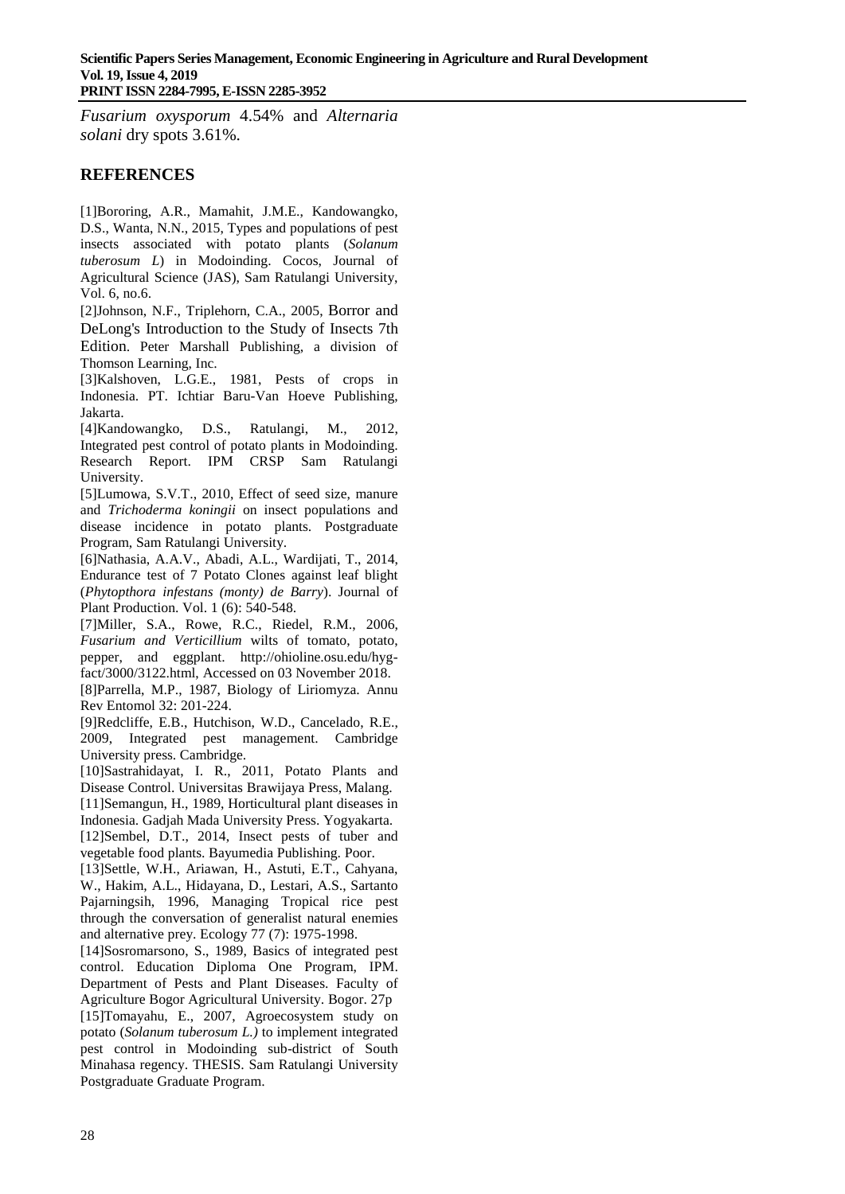*Fusarium oxysporum* 4.54% and *Alternaria solani* dry spots 3.61%.

## REFERENCES

[1]Bororing, A.R., Mamahit, J.M.E., Kandowangko, D.S., Wanta, N.N., 2015, Types and populations of pest insects associated with potato plants (*Solanum tuberosum L*) in Modoinding. Cocos, Journal of Agricultural Science (JAS), Sam Ratulangi University, Vol. 6, no.6.

[2]Johnson, N.F., Triplehorn, C.A., 2005, Borror and DeLong's Introduction to the Study of Insects 7th Edition. Peter Marshall Publishing, a division of Thomson Learning, Inc.

[3]Kalshoven, L.G.E., 1981, Pests of crops in Indonesia. PT. Ichtiar Baru-Van Hoeve Publishing, Jakarta.

[4]Kandowangko, D.S., Ratulangi, M., 2012, Integrated pest control of potato plants in Modoinding. Research Report. IPM CRSP Sam Ratulangi University.

[5]Lumowa, S.V.T., 2010, Effect of seed size, manure and *Trichoderma koningii* on insect populations and disease incidence in potato plants. Postgraduate Program, Sam Ratulangi University.

[6]Nathasia, A.A.V., Abadi, A.L., Wardijati, T., 2014, Endurance test of 7 Potato Clones against leaf blight (*Phytopthora infestans (monty) de Barry*). Journal of Plant Production. Vol. 1 (6): 540-548.

[7]Miller, S.A., Rowe, R.C., Riedel, R.M., 2006, *Fusarium and Verticillium* wilts of tomato, potato, pepper, and eggplant. http://ohioline.osu.edu/hyg-fact/3000/3122.html, Accessed on 03 November 2018.

[8]Parrella, M.P., 1987, Biology of Liriomyza. Annu Rev Entomol 32: 201-224.

[9]Redcliffe, E.B., Hutchison, W.D., Cancelado, R.E., 2009, Integrated pest management. Cambridge University press. Cambridge.

[10]Sastrahidayat, I. R., 2011, Potato Plants and Disease Control. Universitas Brawijaya Press, Malang.

[11]Semangun, H., 1989, Horticultural plant diseases in Indonesia. Gadjah Mada University Press. Yogyakarta.

[12]Sembel, D.T., 2014, Insect pests of tuber and vegetable food plants. Bayumedia Publishing. Poor.

[13]Settle, W.H., Ariawan, H., Astuti, E.T., Cahyana, W., Hakim, A.L., Hidayana, D., Lestari, A.S., Sartanto Pajarningsih, 1996, Managing Tropical rice pest through the conversation of generalist natural enemies and alternative prey. Ecology 77 (7): 1975-1998.

[14]Sosromarsono, S., 1989, Basics of integrated pest control. Education Diploma One Program, IPM. Department of Pests and Plant Diseases. Faculty of Agriculture Bogor Agricultural University. Bogor. 27p

[15]Tomayahu, E., 2007, Agroecosystem study on potato (*Solanum tuberosum L.)* to implement integrated pest control in Modoinding sub-district of South Minahasa regency. THESIS. Sam Ratulangi University Postgraduate Graduate Program.